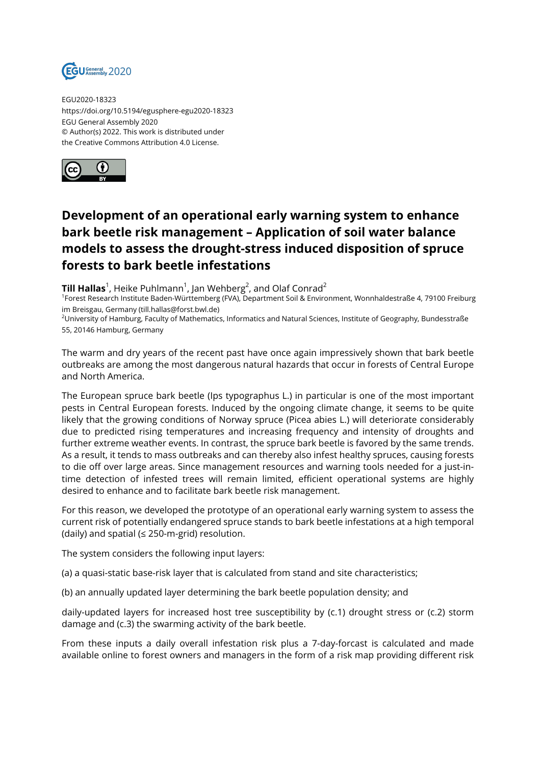EGU2020-18323
https://doi.org/10.5194/egusphere-egu2020-18323
EGU General Assembly 2020
© Author(s) 2022. This work is distributed under
the Creative Commons Attribution 4.0 License.

# Development of an operational early warning system to enhance bark beetle risk management – Application of soil water balance models to assess the drought-stress induced disposition of spruce forests to bark beetle infestations

**Till Hallas**[1], Heike Puhlmann[1], Jan Wehberg[2], and Olaf Conrad[2]

[1]Forest Research Institute Baden-Württemberg (FVA), Department Soil & Environment, Wonnhaldestraße 4, 79100 Freiburg im Breisgau, Germany (till.hallas@forst.bwl.de)
[2]University of Hamburg, Faculty of Mathematics, Informatics and Natural Sciences, Institute of Geography, Bundesstraße 55, 20146 Hamburg, Germany

The warm and dry years of the recent past have once again impressively shown that bark beetle outbreaks are among the most dangerous natural hazards that occur in forests of Central Europe and North America.

The European spruce bark beetle (Ips typographus L.) in particular is one of the most important pests in Central European forests. Induced by the ongoing climate change, it seems to be quite likely that the growing conditions of Norway spruce (Picea abies L.) will deteriorate considerably due to predicted rising temperatures and increasing frequency and intensity of droughts and further extreme weather events. In contrast, the spruce bark beetle is favored by the same trends. As a result, it tends to mass outbreaks and can thereby also infest healthy spruces, causing forests to die off over large areas. Since management resources and warning tools needed for a just-in-time detection of infested trees will remain limited, efficient operational systems are highly desired to enhance and to facilitate bark beetle risk management.

For this reason, we developed the prototype of an operational early warning system to assess the current risk of potentially endangered spruce stands to bark beetle infestations at a high temporal (daily) and spatial (≤ 250-m-grid) resolution.

The system considers the following input layers:

(a) a quasi-static base-risk layer that is calculated from stand and site characteristics;

(b) an annually updated layer determining the bark beetle population density; and

daily-updated layers for increased host tree susceptibility by (c.1) drought stress or (c.2) storm damage and (c.3) the swarming activity of the bark beetle.

From these inputs a daily overall infestation risk plus a 7-day-forcast is calculated and made available online to forest owners and managers in the form of a risk map providing different risk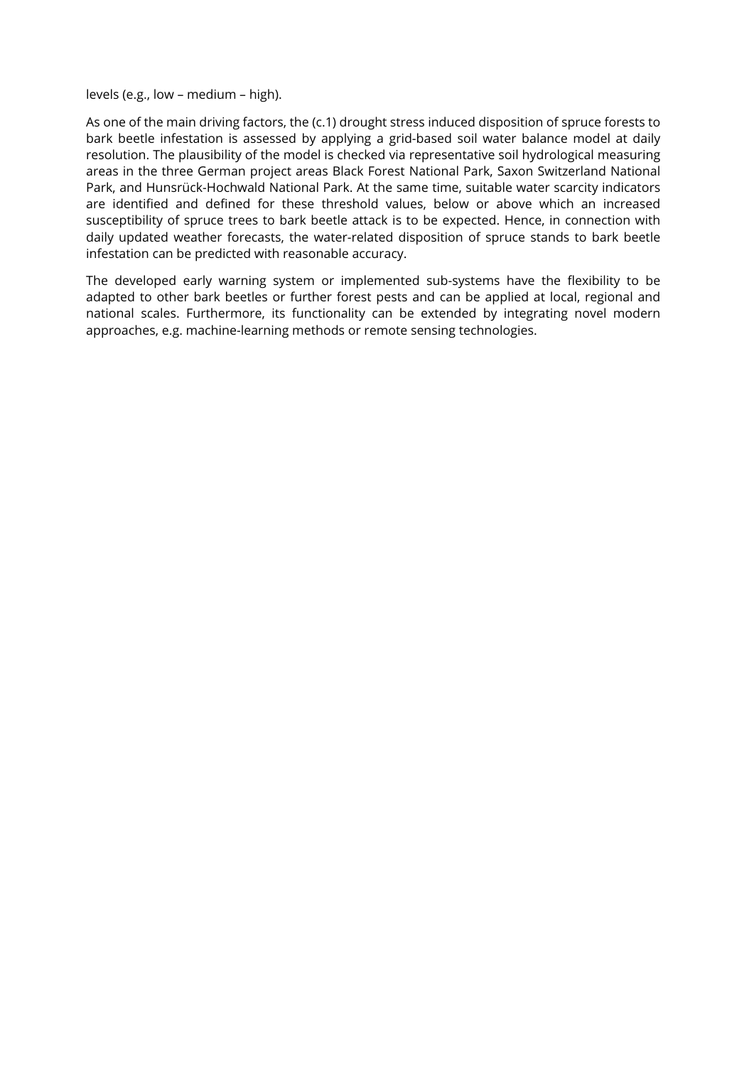levels (e.g., low – medium – high).

As one of the main driving factors, the (c.1) drought stress induced disposition of spruce forests to bark beetle infestation is assessed by applying a grid-based soil water balance model at daily resolution. The plausibility of the model is checked via representative soil hydrological measuring areas in the three German project areas Black Forest National Park, Saxon Switzerland National Park, and Hunsrück-Hochwald National Park. At the same time, suitable water scarcity indicators are identified and defined for these threshold values, below or above which an increased susceptibility of spruce trees to bark beetle attack is to be expected. Hence, in connection with daily updated weather forecasts, the water-related disposition of spruce stands to bark beetle infestation can be predicted with reasonable accuracy.

The developed early warning system or implemented sub-systems have the flexibility to be adapted to other bark beetles or further forest pests and can be applied at local, regional and national scales. Furthermore, its functionality can be extended by integrating novel modern approaches, e.g. machine-learning methods or remote sensing technologies.